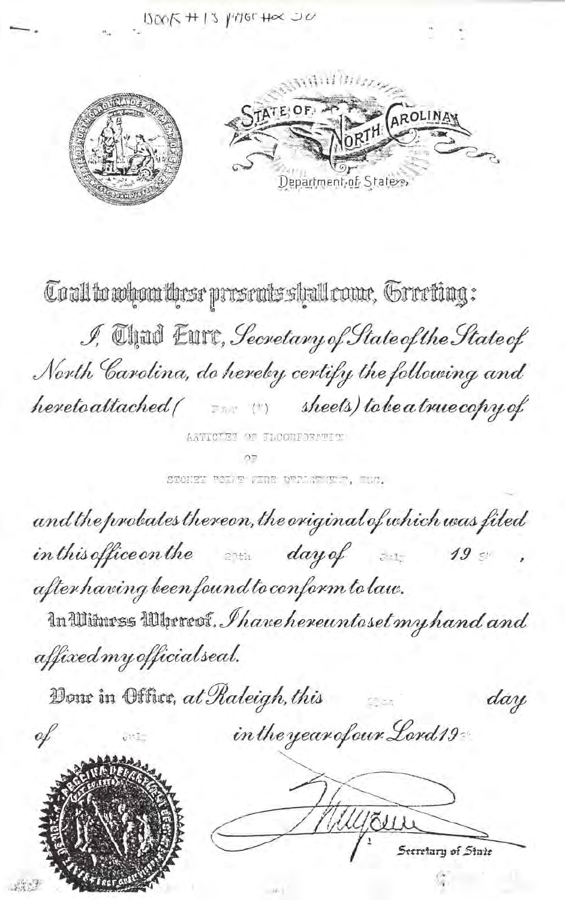BOOK # 13 PAGE #x 30

STATE OF NORTH CAROLINA

Department of State

To all to whom these presents shall come, Greeting:

*I, Thad Eure, Secretary of State of the State of North Carolina, do hereby certify the following and hereto attached ( Four (4) sheets) to be a true copy of*

ARTICLES OF INCORPORATION

OF

STONEY POINT FIRE DEPARTMENT, INC.

*and the probates thereon, the original of which was filed in this office on the 29th day of July 19 5 , after having been found to conform to law.*

**In Witness Whereof,** *I have hereunto set my hand and affixed my official seal.*

**Done in Office,** *at Raleigh, this 29th day of July in the year of our Lord 19*

Thad Eure

Secretary of State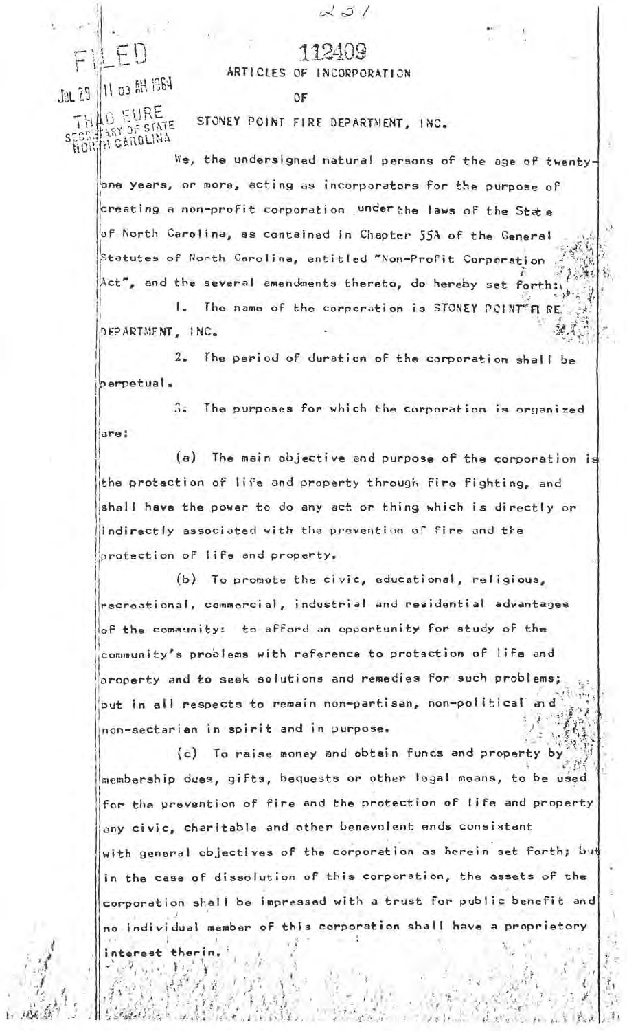FILED
JUL 29 11 03 AM 1964
THAD EURE
SECRETARY OF STATE
NORTH CAROLINA

112409

# ARTICLES OF INCORPORATION

OF

STONEY POINT FIRE DEPARTMENT, INC.

We, the undersigned natural persons of the age of twenty-one years, or more, acting as incorporators for the purpose of creating a non-profit corporation under the laws of the State of North Carolina, as contained in Chapter 55A of the General Statutes of North Carolina, entitled "Non-Profit Corporation Act", and the several amendments thereto, do hereby set forth:

1. The name of the corporation is STONEY POINT FIRE DEPARTMENT, INC.

2. The period of duration of the corporation shall be perpetual.

3. The purposes for which the corporation is organized are:

(a) The main objective and purpose of the corporation is the protection of life and property through fire fighting, and shall have the power to do any act or thing which is directly or indirectly associated with the prevention of fire and the protection of life and property.

(b) To promote the civic, educational, religious, recreational, commercial, industrial and residential advantages of the community: to afford an opportunity for study of the community's problems with reference to protection of life and property and to seek solutions and remedies for such problems; but in all respects to remain non-partisan, non-political and non-sectarian in spirit and in purpose.

(c) To raise money and obtain funds and property by membership dues, gifts, bequests or other legal means, to be used for the prevention of fire and the protection of life and property any civic, charitable and other benevolent ends consistant with general objectives of the corporation as herein set forth; but in the case of dissolution of this corporation, the assets of the corporation shall be impressed with a trust for public benefit and no individual member of this corporation shall have a proprietory interest therin.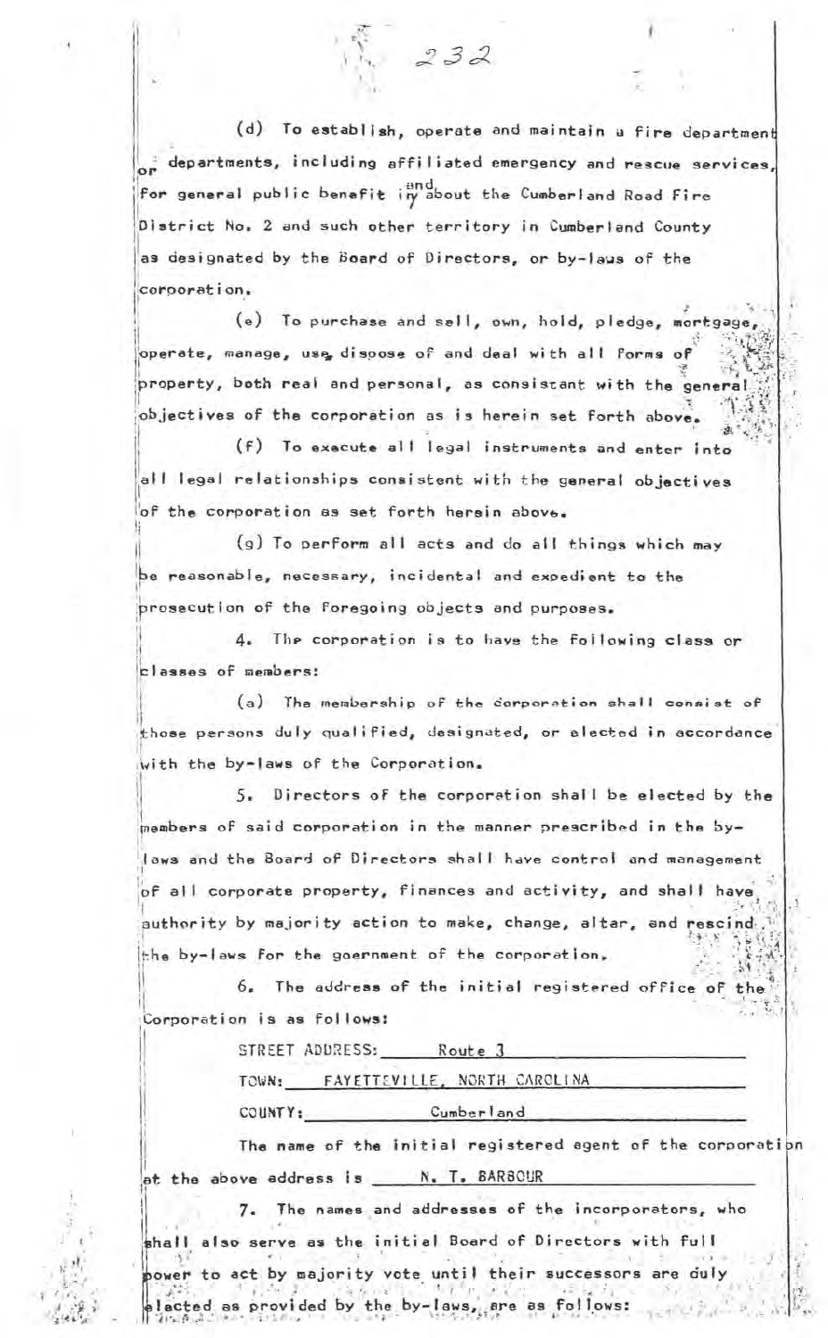(d) To establish, operate and maintain a fire department or departments, including affiliated emergency and rescue services, for general public benefit in and about the Cumberland Road Fire District No. 2 and such other territory in Cumberland County as designated by the Board of Directors, or by-laws of the corporation.

(e) To purchase and sell, own, hold, pledge, mortgage, operate, manage, use, dispose of and deal with all forms of property, both real and personal, as consistant with the general objectives of the corporation as is herein set forth above.

(f) To execute all legal instruments and enter into all legal relationships consistent with the general objectives of the corporation as set forth herein above.

(g) To perform all acts and do all things which may be reasonable, necessary, incidental and expedient to the prosecution of the foregoing objects and purposes.

4. The corporation is to have the following class or classes of members:

(a) The membership of the corporation shall consist of those persons duly qualified, designated, or elected in accordance with the by-laws of the Corporation.

5. Directors of the corporation shall be elected by the members of said corporation in the manner prescribed in the by-laws and the Board of Directors shall have control and management of all corporate property, finances and activity, and shall have authority by majority action to make, change, altar, and rescind the by-laws for the goernment of the corporation.

6. The address of the initial registered office of the Corporation is as follows:

STREET ADDRESS: Route 3

TOWN: FAYETTEVILLE, NORTH CAROLINA

COUNTY: Cumberland

The name of the initial registered agent of the corporation at the above address is N. T. BARBOUR

7. The names and addresses of the incorporators, who shall also serve as the initial Board of Directors with full power to act by majority vote until their successors are duly elected as provided by the by-laws, are as follows: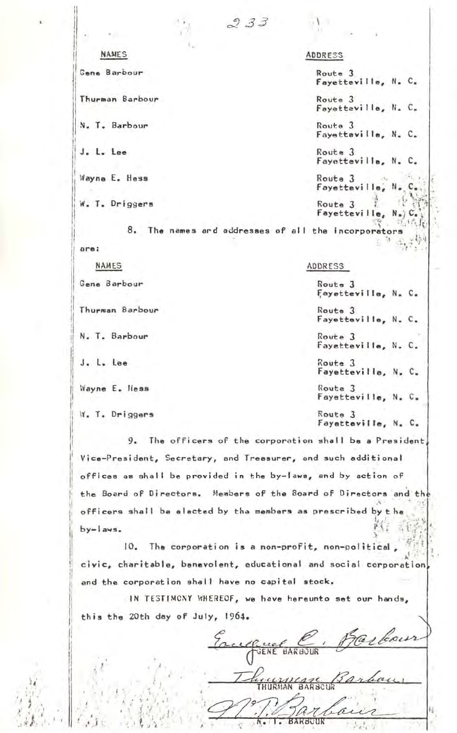| NAMES | ADDRESS |
|---|---|
| Gene Barbour | Route 3 Fayetteville, N. C. |
| Thurman Barbour | Route 3 Fayetteville, N. C. |
| N. T. Barbour | Route 3 Fayetteville, N. C. |
| J. L. Lee | Route 3 Fayetteville, N. C. |
| Wayne E. Hess | Route 3 Fayetteville, N. C. |
| W. T. Driggers | Route 3 Fayetteville, N. C. |

8. The names and addresses of all the incorporators are:

| NAMES | ADDRESS |
|---|---|
| Gene Barbour | Route 3 Fayetteville, N. C. |
| Thurman Barbour | Route 3 Fayetteville, N. C. |
| N. T. Barbour | Route 3 Fayetteville, N. C. |
| J. L. Lee | Route 3 Fayetteville, N. C. |
| Wayne E. Hess | Route 3 Fayetteville, N. C. |
| W. T. Driggers | Route 3 Fayetteville, N. C. |

9. The officers of the corporation shall be a President, Vice-President, Secretary, and Treasurer, and such additional offices as shall be provided in the by-laws, and by action of the Board of Directors. Members of the Board of Directors and the officers shall be elected by the members as prescribed by the by-laws.

10. The corporation is a non-profit, non-political, civic, charitable, benevolent, educational and social corporation, and the corporation shall have no capital stock.

IN TESTIMONY WHEREOF, we have hereunto set our hands, this the 20th day of July, 1964.

Eugene C. Barbour
GENE BARBOUR

Thurman Barbour
THURMAN BARBOUR

N. T. Barbour
N. T. BARBOUR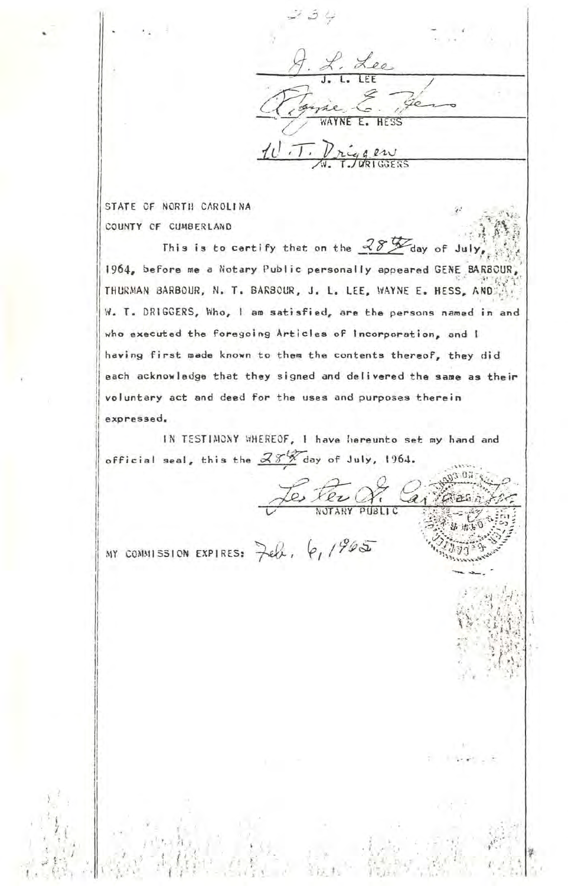J. L. Lee
J. L. LEE

Wayne E. Hess
WAYNE E. HESS

W. T. Driggers
W. T. DRIGGERS

STATE OF NORTH CAROLINA
COUNTY OF CUMBERLAND

This is to certify that on the 28th day of July, 1964, before me a Notary Public personally appeared GENE BARBOUR, THURMAN BARBOUR, N. T. BARBOUR, J. L. LEE, WAYNE E. HESS, AND W. T. DRIGGERS, Who, I am satisfied, are the persons named in and who executed the foregoing Articles of Incorporation, and I having first made known to them the contents thereof, they did each acknowledge that they signed and delivered the same as their voluntary act and deed for the uses and purposes therein expressed.

IN TESTIMONY WHEREOF, I have hereunto set my hand and official seal, this the 28th day of July, 1964.

Lester L. Ca...
NOTARY PUBLIC

MY COMMISSION EXPIRES: Feb. 6, 1965